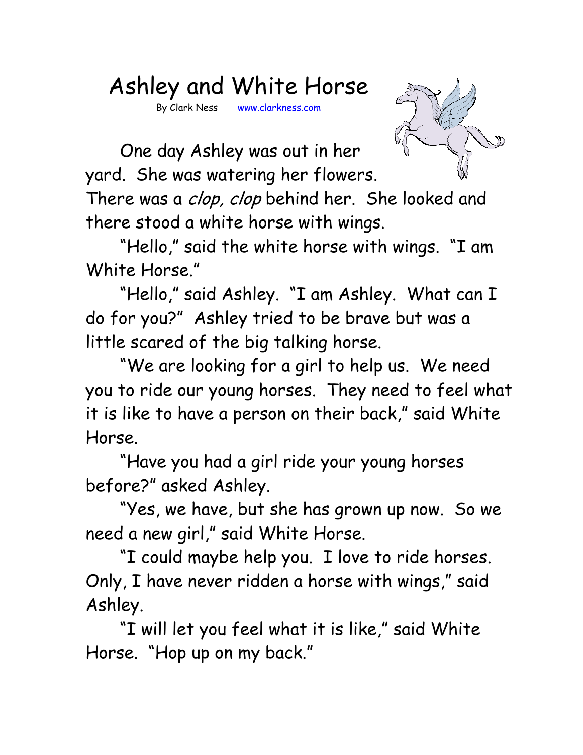# Ashley and White Horse

By Clark Ness www.clarkness.com

One day Ashley was out in her yard. She was watering her flowers. There was a *clop, clop* behind her. She looked and there stood a white horse with wings.

"Hello," said the white horse with wings. "I am White Horse."

"Hello," said Ashley. "I am Ashley. What can I do for you?" Ashley tried to be brave but was a little scared of the big talking horse.

"We are looking for a girl to help us. We need you to ride our young horses. They need to feel what it is like to have a person on their back," said White Horse.

"Have you had a girl ride your young horses before?" asked Ashley.

"Yes, we have, but she has grown up now. So we need a new girl," said White Horse.

"I could maybe help you. I love to ride horses. Only, I have never ridden a horse with wings," said Ashley.

"I will let you feel what it is like," said White Horse. "Hop up on my back."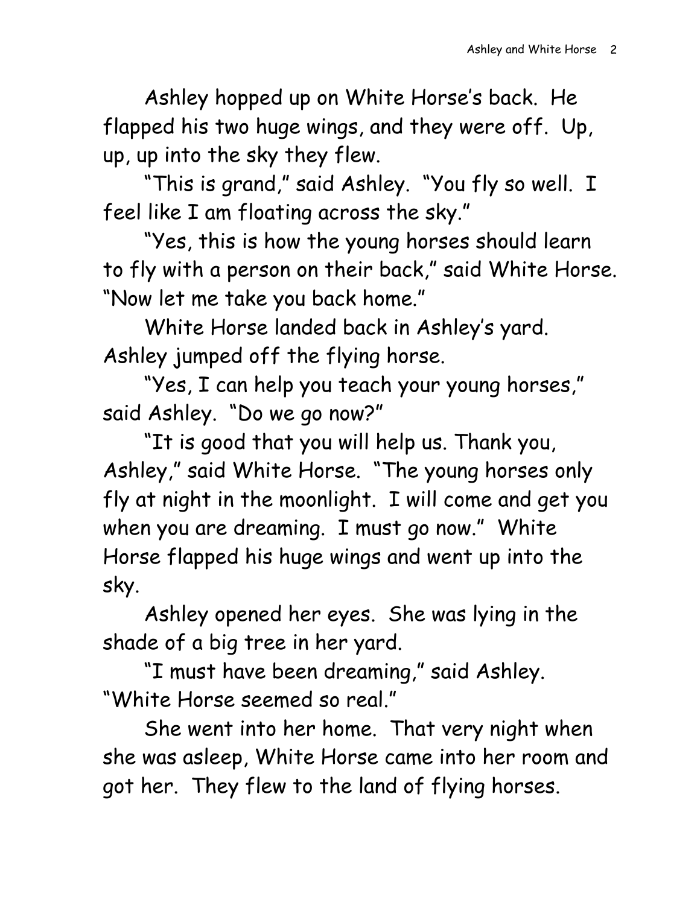Ashley hopped up on White Horse's back. He flapped his two huge wings, and they were off. Up, up, up into the sky they flew.

"This is grand," said Ashley. "You fly so well. I feel like I am floating across the sky."

"Yes, this is how the young horses should learn to fly with a person on their back," said White Horse. "Now let me take you back home."

White Horse landed back in Ashley's yard. Ashley jumped off the flying horse.

"Yes, I can help you teach your young horses," said Ashley. "Do we go now?"

"It is good that you will help us. Thank you, Ashley," said White Horse. "The young horses only fly at night in the moonlight. I will come and get you when you are dreaming. I must go now." White Horse flapped his huge wings and went up into the sky.

Ashley opened her eyes. She was lying in the shade of a big tree in her yard.

"I must have been dreaming," said Ashley. "White Horse seemed so real."

She went into her home. That very night when she was asleep, White Horse came into her room and got her. They flew to the land of flying horses.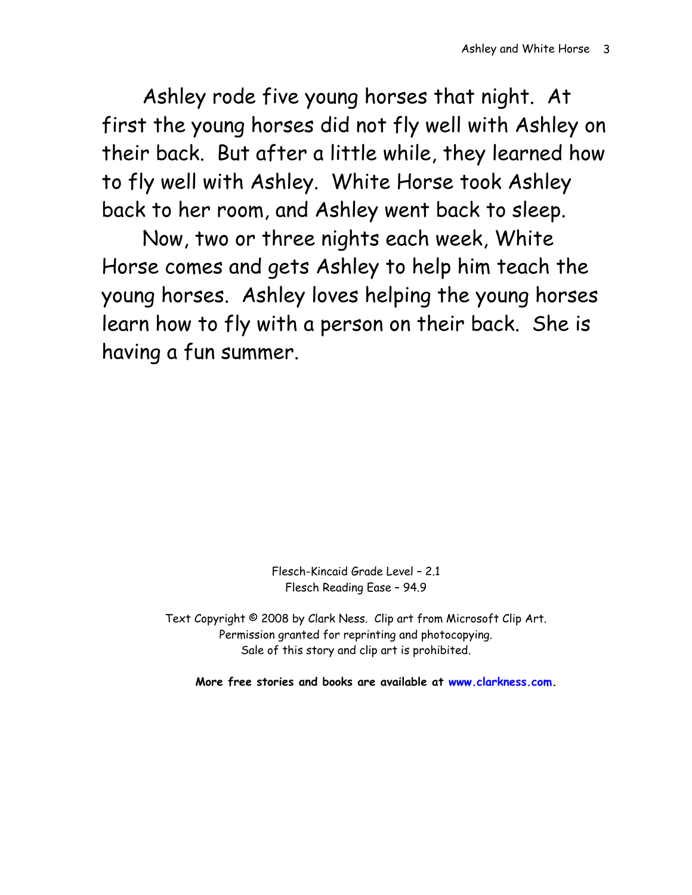Ashley rode five young horses that night. At first the young horses did not fly well with Ashley on their back. But after a little while, they learned how to fly well with Ashley. White Horse took Ashley back to her room, and Ashley went back to sleep.

Now, two or three nights each week, White Horse comes and gets Ashley to help him teach the young horses. Ashley loves helping the young horses learn how to fly with a person on their back. She is having a fun summer.

Flesch-Kincaid Grade Level – 2.1
Flesch Reading Ease – 94.9

Text Copyright © 2008 by Clark Ness. Clip art from Microsoft Clip Art.
Permission granted for reprinting and photocopying.
Sale of this story and clip art is prohibited.

**More free stories and books are available at www.clarkness.com.**